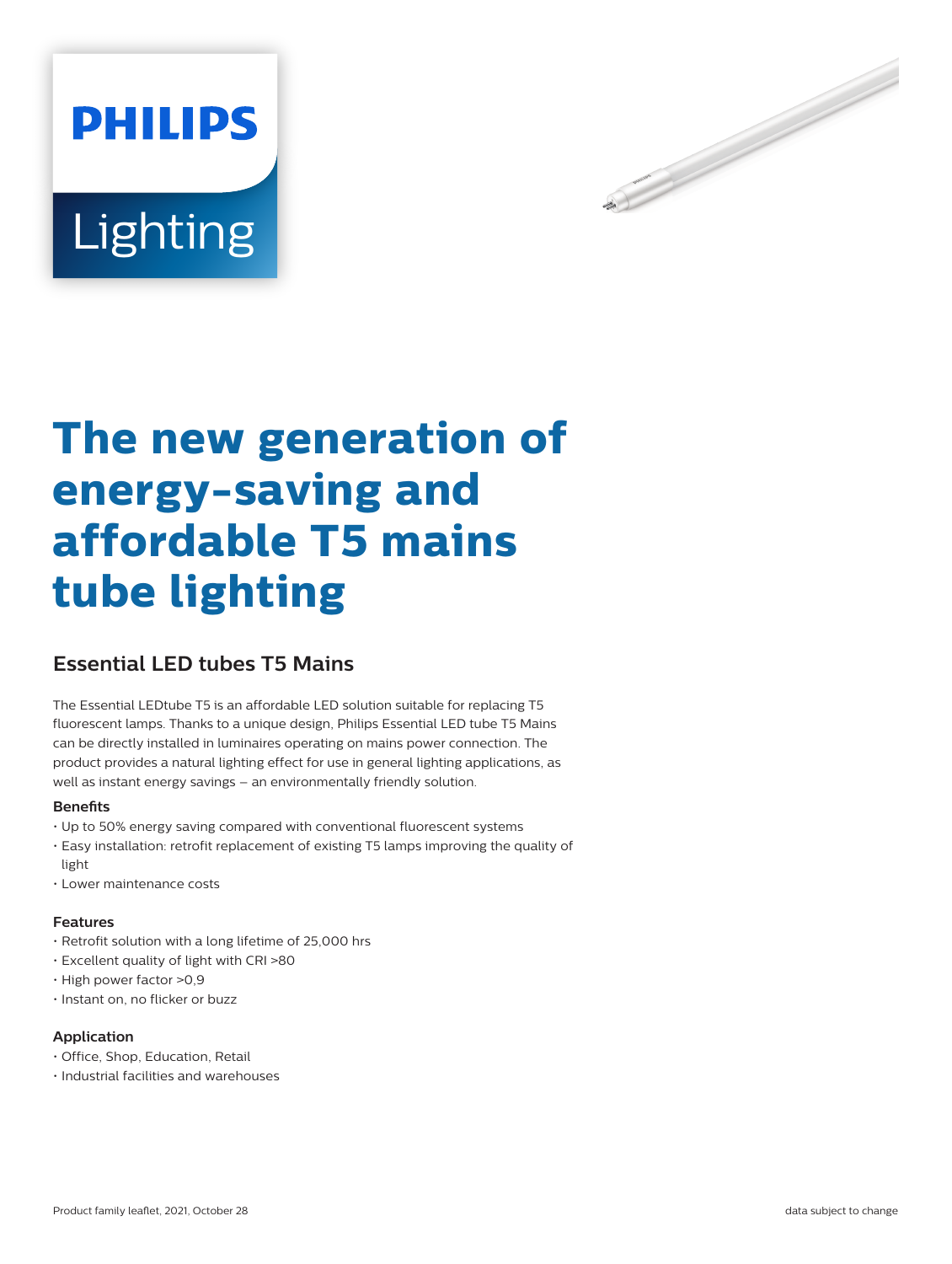PHILIPS

Lighting

# The new generation of energy-saving and affordable T5 mains tube lighting

## Essential LED tubes T5 Mains

The Essential LEDtube T5 is an affordable LED solution suitable for replacing T5 fluorescent lamps. Thanks to a unique design, Philips Essential LED tube T5 Mains can be directly installed in luminaires operating on mains power connection. The product provides a natural lighting effect for use in general lighting applications, as well as instant energy savings – an environmentally friendly solution.

### Benefits

- Up to 50% energy saving compared with conventional fluorescent systems
- Easy installation: retrofit replacement of existing T5 lamps improving the quality of light
- Lower maintenance costs

### Features

- Retrofit solution with a long lifetime of 25,000 hrs
- Excellent quality of light with CRI >80
- High power factor >0,9
- Instant on, no flicker or buzz

### Application

- Office, Shop, Education, Retail
- Industrial facilities and warehouses

Product family leaflet, 2021, October 28

data subject to change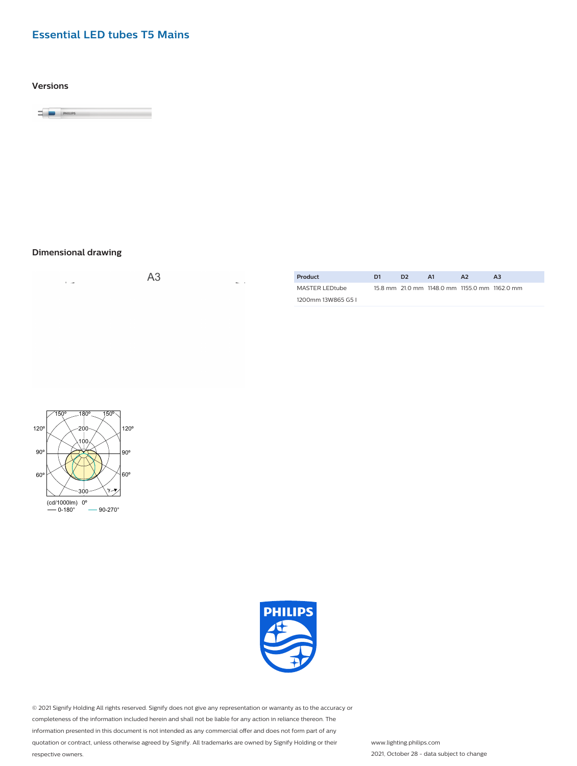## Essential LED tubes T5 Mains

### Versions

### Dimensional drawing

A3

| Product | D1 | D2 | A1 | A2 | A3 |
|---|---|---|---|---|---|
| MASTER LEDtube 1200mm 13W865 G5 I | 15.8 mm | 21.0 mm | 1148.0 mm | 1155.0 mm | 1162.0 mm |

150° 180° 150°
120° 200 120°
100
90° 90°
60° 60°
300 γ
(cd/1000lm) 0°
— 0-180° — 90-270°

© 2021 Signify Holding All rights reserved. Signify does not give any representation or warranty as to the accuracy or completeness of the information included herein and shall not be liable for any action in reliance thereon. The information presented in this document is not intended as any commercial offer and does not form part of any quotation or contract, unless otherwise agreed by Signify. All trademarks are owned by Signify Holding or their respective owners.

www.lighting.philips.com

2021, October 28 - data subject to change